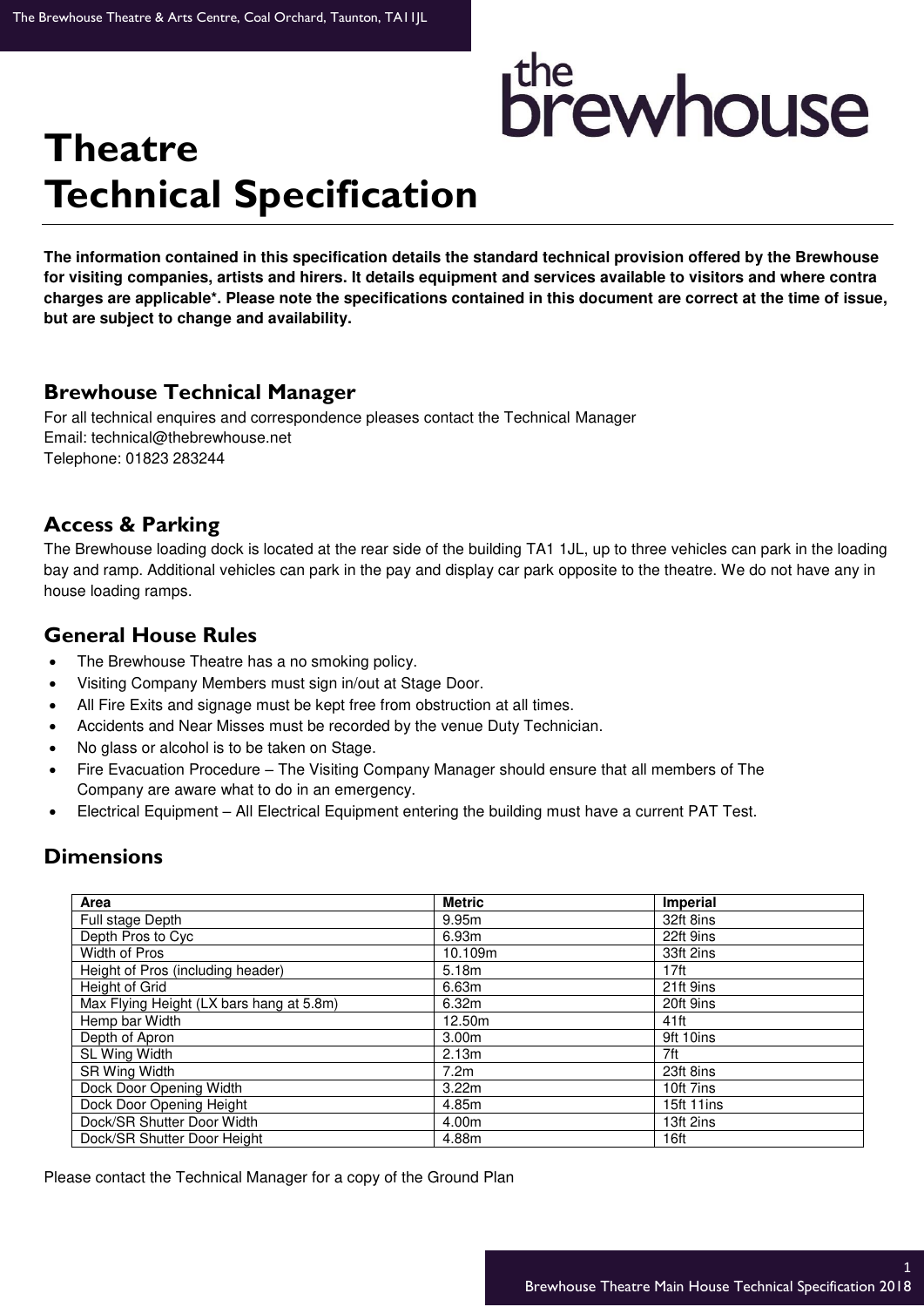# Theatre Technical Specification

**The information contained in this specification details the standard technical provision offered by the Brewhouse for visiting companies, artists and hirers. It details equipment and services available to visitors and where contra charges are applicable*. Please note the specifications contained in this document are correct at the time of issue, but are subject to change and availability.**

## Brewhouse Technical Manager

For all technical enquires and correspondence pleases contact the Technical Manager
Email: technical@thebrewhouse.net
Telephone: 01823 283244

## Access & Parking

The Brewhouse loading dock is located at the rear side of the building TA1 1JL, up to three vehicles can park in the loading bay and ramp. Additional vehicles can park in the pay and display car park opposite to the theatre. We do not have any in house loading ramps.

## General House Rules

- The Brewhouse Theatre has a no smoking policy.
- Visiting Company Members must sign in/out at Stage Door.
- All Fire Exits and signage must be kept free from obstruction at all times.
- Accidents and Near Misses must be recorded by the venue Duty Technician.
- No glass or alcohol is to be taken on Stage.
- Fire Evacuation Procedure – The Visiting Company Manager should ensure that all members of The Company are aware what to do in an emergency.
- Electrical Equipment – All Electrical Equipment entering the building must have a current PAT Test.

## Dimensions

| Area | Metric | Imperial |
|---|---|---|
| Full stage Depth | 9.95m | 32ft 8ins |
| Depth Pros to Cyc | 6.93m | 22ft 9ins |
| Width of Pros | 10.109m | 33ft 2ins |
| Height of Pros (including header) | 5.18m | 17ft |
| Height of Grid | 6.63m | 21ft 9ins |
| Max Flying Height (LX bars hang at 5.8m) | 6.32m | 20ft 9ins |
| Hemp bar Width | 12.50m | 41ft |
| Depth of Apron | 3.00m | 9ft 10ins |
| SL Wing Width | 2.13m | 7ft |
| SR Wing Width | 7.2m | 23ft 8ins |
| Dock Door Opening Width | 3.22m | 10ft 7ins |
| Dock Door Opening Height | 4.85m | 15ft 11ins |
| Dock/SR Shutter Door Width | 4.00m | 13ft 2ins |
| Dock/SR Shutter Door Height | 4.88m | 16ft |

Please contact the Technical Manager for a copy of the Ground Plan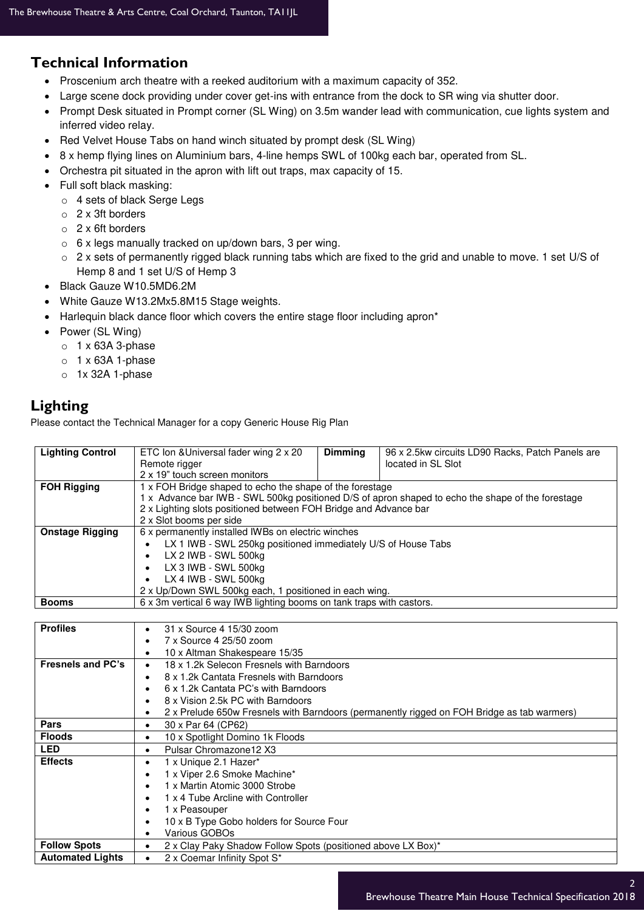## Technical Information

- Proscenium arch theatre with a reeked auditorium with a maximum capacity of 352.
- Large scene dock providing under cover get-ins with entrance from the dock to SR wing via shutter door.
- Prompt Desk situated in Prompt corner (SL Wing) on 3.5m wander lead with communication, cue lights system and inferred video relay.
- Red Velvet House Tabs on hand winch situated by prompt desk (SL Wing)
- 8 x hemp flying lines on Aluminium bars, 4-line hemps SWL of 100kg each bar, operated from SL.
- Orchestra pit situated in the apron with lift out traps, max capacity of 15.
- Full soft black masking:
  - 4 sets of black Serge Legs
  - 2 x 3ft borders
  - 2 x 6ft borders
  - 6 x legs manually tracked on up/down bars, 3 per wing.
  - 2 x sets of permanently rigged black running tabs which are fixed to the grid and unable to move. 1 set U/S of Hemp 8 and 1 set U/S of Hemp 3
- Black Gauze W10.5MD6.2M
- White Gauze W13.2Mx5.8M15 Stage weights.
- Harlequin black dance floor which covers the entire stage floor including apron*
- Power (SL Wing)
  - 1 x 63A 3-phase
  - 1 x 63A 1-phase
  - 1x 32A 1-phase

## Lighting

Please contact the Technical Manager for a copy Generic House Rig Plan

| Lighting Control | ETC Ion &Universal fader wing 2 x 20<br>Remote rigger<br>2 x 19" touch screen monitors | Dimming | 96 x 2.5kw circuits LD90 Racks, Patch Panels are located in SL Slot |
|---|---|---|---|
| FOH Rigging | 1 x FOH Bridge shaped to echo the shape of the forestage<br>1 x Advance bar IWB - SWL 500kg positioned D/S of apron shaped to echo the shape of the forestage<br>2 x Lighting slots positioned between FOH Bridge and Advance bar<br>2 x Slot booms per side | | |
| Onstage Rigging | 6 x permanently installed IWBs on electric winches<br>• LX 1 IWB - SWL 250kg positioned immediately U/S of House Tabs<br>• LX 2 IWB - SWL 500kg<br>• LX 3 IWB - SWL 500kg<br>• LX 4 IWB - SWL 500kg<br>2 x Up/Down SWL 500kg each, 1 positioned in each wing. | | |
| Booms | 6 x 3m vertical 6 way IWB lighting booms on tank traps with castors. | | |

| Profiles | • 31 x Source 4 15/30 zoom<br>• 7 x Source 4 25/50 zoom<br>• 10 x Altman Shakespeare 15/35 |
|---|---|
| Fresnels and PC's | • 18 x 1.2k Selecon Fresnels with Barndoors<br>• 8 x 1.2k Cantata Fresnels with Barndoors<br>• 6 x 1.2k Cantata PC's with Barndoors<br>• 8 x Vision 2.5k PC with Barndoors<br>• 2 x Prelude 650w Fresnels with Barndoors (permanently rigged on FOH Bridge as tab warmers) |
| Pars | • 30 x Par 64 (CP62) |
| Floods | • 10 x Spotlight Domino 1k Floods |
| LED | • Pulsar Chromazone12 X3 |
| Effects | • 1 x Unique 2.1 Hazer*<br>• 1 x Viper 2.6 Smoke Machine*<br>• 1 x Martin Atomic 3000 Strobe<br>• 1 x 4 Tube Arcline with Controller<br>• 1 x Peasouper<br>• 10 x B Type Gobo holders for Source Four<br>• Various GOBOs |
| Follow Spots | • 2 x Clay Paky Shadow Follow Spots (positioned above LX Box)* |
| Automated Lights | • 2 x Coemar Infinity Spot S* |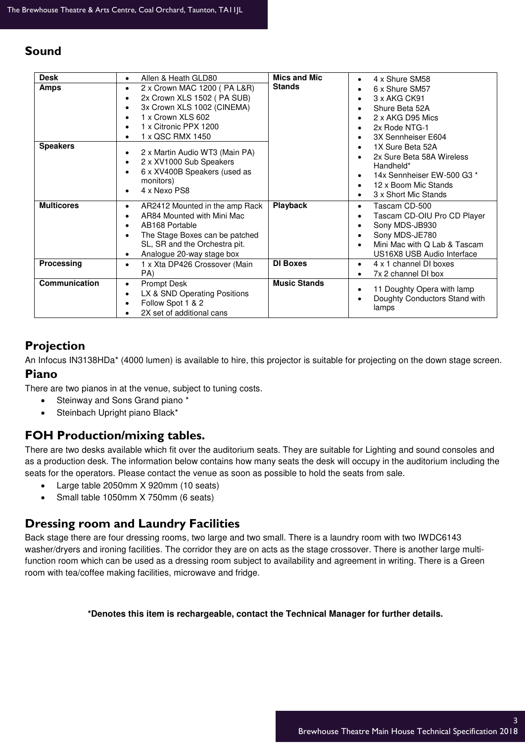## Sound

| | | | |
|---|---|---|---|
| **Desk** | • Allen & Heath GLD80 | **Mics and Mic Stands** | • 4 x Shure SM58<br>• 6 x Shure SM57<br>• 3 x AKG CK91<br>• Shure Beta 52A<br>• 2 x AKG D95 Mics<br>• 2x Rode NTG-1<br>• 3X Sennheiser E604<br>• 1X Sure Beta 52A<br>• 2x Sure Beta 58A Wireless Handheld*<br>• 14x Sennheiser EW-500 G3 *<br>• 12 x Boom Mic Stands<br>• 3 x Short Mic Stands |
| **Amps** | • 2 x Crown MAC 1200 ( PA L&R)<br>• 2x Crown XLS 1502 ( PA SUB)<br>• 3x Crown XLS 1002 (CINEMA)<br>• 1 x Crown XLS 602<br>• 1 x Citronic PPX 1200<br>• 1 x QSC RMX 1450 | | |
| **Speakers** | • 2 x Martin Audio WT3 (Main PA)<br>• 2 x XV1000 Sub Speakers<br>• 6 x XV400B Speakers (used as monitors)<br>• 4 x Nexo PS8 | | |
| **Multicores** | • AR2412 Mounted in the amp Rack<br>• AR84 Mounted with Mini Mac<br>• AB168 Portable<br>• The Stage Boxes can be patched SL, SR and the Orchestra pit.<br>• Analogue 20-way stage box | **Playback** | • Tascam CD-500<br>• Tascam CD-OIU Pro CD Player<br>• Sony MDS-JB930<br>• Sony MDS-JE780<br>• Mini Mac with Q Lab & Tascam US16X8 USB Audio Interface |
| **Processing** | • 1 x Xta DP426 Crossover (Main PA) | **DI Boxes** | • 4 x 1 channel DI boxes<br>• 7x 2 channel DI box |
| **Communication** | • Prompt Desk<br>• LX & SND Operating Positions<br>• Follow Spot 1 & 2<br>• 2X set of additional cans | **Music Stands** | • 11 Doughty Opera with lamp<br>• Doughty Conductors Stand with lamps |

## Projection

An Infocus IN3138HDa* (4000 lumen) is available to hire, this projector is suitable for projecting on the down stage screen.

## Piano

There are two pianos in at the venue, subject to tuning costs.

- Steinway and Sons Grand piano *
- Steinbach Upright piano Black*

## FOH Production/mixing tables.

There are two desks available which fit over the auditorium seats. They are suitable for Lighting and sound consoles and as a production desk. The information below contains how many seats the desk will occupy in the auditorium including the seats for the operators. Please contact the venue as soon as possible to hold the seats from sale.

- Large table 2050mm X 920mm (10 seats)
- Small table 1050mm X 750mm (6 seats)

## Dressing room and Laundry Facilities

Back stage there are four dressing rooms, two large and two small. There is a laundry room with two IWDC6143 washer/dryers and ironing facilities. The corridor they are on acts as the stage crossover. There is another large multi-function room which can be used as a dressing room subject to availability and agreement in writing. There is a Green room with tea/coffee making facilities, microwave and fridge.

**\*Denotes this item is rechargeable, contact the Technical Manager for further details.**